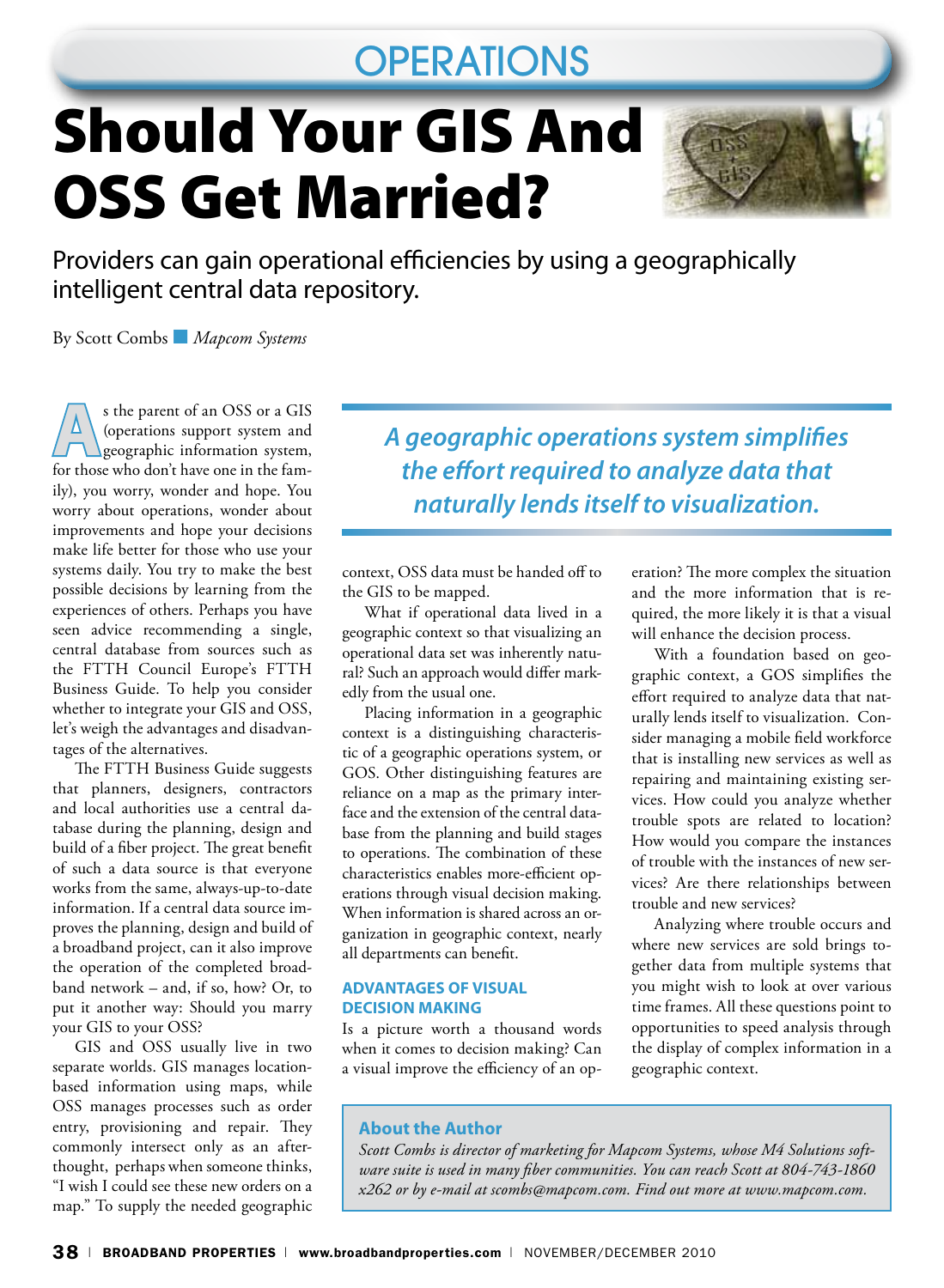# Should Your GIS And OSS Get Married?

Providers can gain operational efficiencies by using a geographically intelligent central data repository.

By Scott Combs ■ *Mapcom Systems*

As the parent of an OSS or a GIS (operations support system and geographic information system, for those who don't have one in the family), you worry, wonder and hope. You worry about operations, wonder about improvements and hope your decisions make life better for those who use your systems daily. You try to make the best possible decisions by learning from the experiences of others. Perhaps you have seen advice recommending a single, central database from sources such as the FTTH Council Europe's FTTH Business Guide. To help you consider whether to integrate your GIS and OSS, let's weigh the advantages and disadvantages of the alternatives.

The FTTH Business Guide suggests that planners, designers, contractors and local authorities use a central database during the planning, design and build of a fiber project. The great benefit of such a data source is that everyone works from the same, always-up-to-date information. If a central data source improves the planning, design and build of a broadband project, can it also improve the operation of the completed broadband network – and, if so, how? Or, to put it another way: Should you marry your GIS to your OSS?

GIS and OSS usually live in two separate worlds. GIS manages location-based information using maps, while OSS manages processes such as order entry, provisioning and repair. They commonly intersect only as an afterthought, perhaps when someone thinks, "I wish I could see these new orders on a map." To supply the needed geographic context, OSS data must be handed off to the GIS to be mapped.

*A geographic operations system simplifies the effort required to analyze data that naturally lends itself to visualization.*

What if operational data lived in a geographic context so that visualizing an operational data set was inherently natural? Such an approach would differ markedly from the usual one.

Placing information in a geographic context is a distinguishing characteristic of a geographic operations system, or GOS. Other distinguishing features are reliance on a map as the primary interface and the extension of the central database from the planning and build stages to operations. The combination of these characteristics enables more-efficient operations through visual decision making. When information is shared across an organization in geographic context, nearly all departments can benefit.

## ADVANTAGES OF VISUAL DECISION MAKING

Is a picture worth a thousand words when it comes to decision making? Can a visual improve the efficiency of an operation? The more complex the situation and the more information that is required, the more likely it is that a visual will enhance the decision process.

With a foundation based on geographic context, a GOS simplifies the effort required to analyze data that naturally lends itself to visualization. Consider managing a mobile field workforce that is installing new services as well as repairing and maintaining existing services. How could you analyze whether trouble spots are related to location? How would you compare the instances of trouble with the instances of new services? Are there relationships between trouble and new services?

Analyzing where trouble occurs and where new services are sold brings together data from multiple systems that you might wish to look at over various time frames. All these questions point to opportunities to speed analysis through the display of complex information in a geographic context.

**About the Author**

*Scott Combs is director of marketing for Mapcom Systems, whose M4 Solutions software suite is used in many fiber communities. You can reach Scott at 804-743-1860 x262 or by e-mail at scombs@mapcom.com. Find out more at www.mapcom.com.*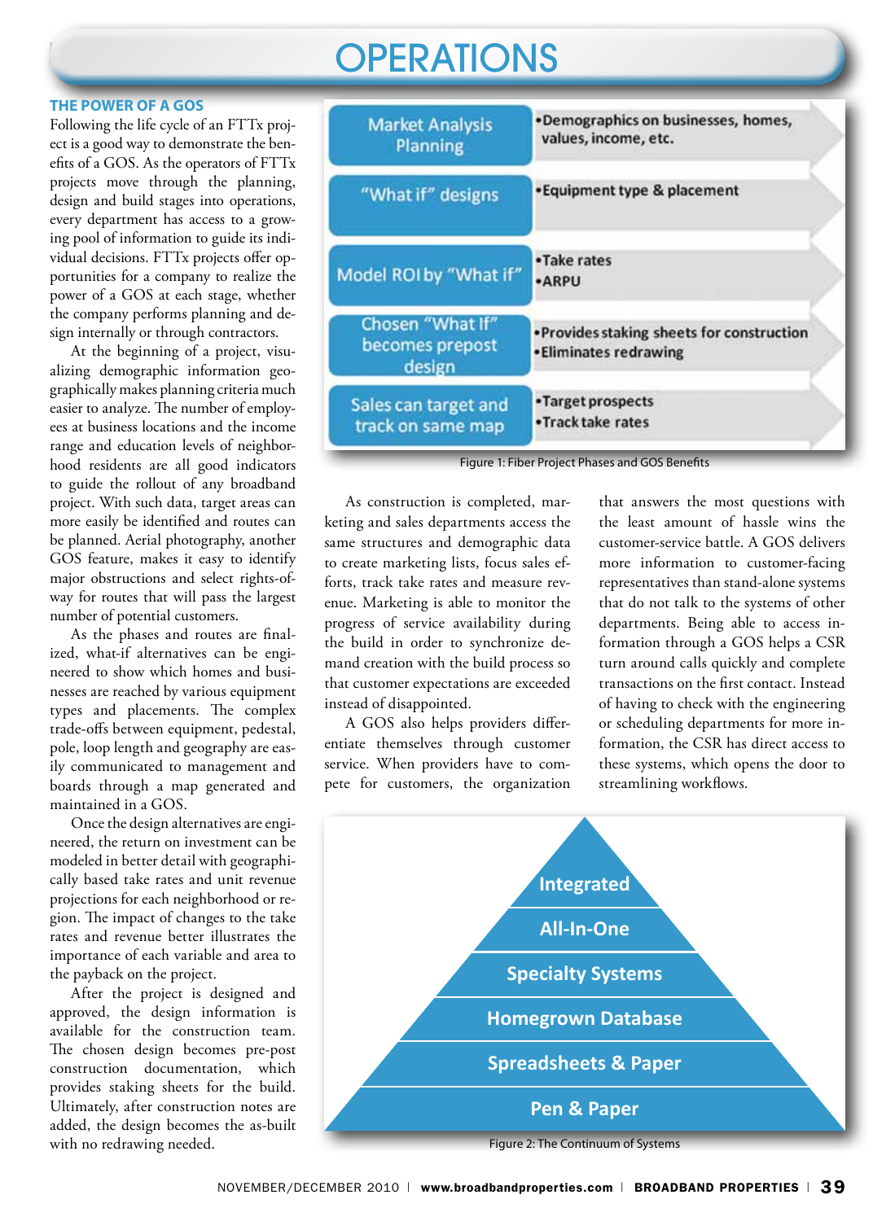# OPERATIONS

### THE POWER OF A GOS

Following the life cycle of an FTTx project is a good way to demonstrate the benefits of a GOS. As the operators of FTTx projects move through the planning, design and build stages into operations, every department has access to a growing pool of information to guide its individual decisions. FTTx projects offer opportunities for a company to realize the power of a GOS at each stage, whether the company performs planning and design internally or through contractors.

At the beginning of a project, visualizing demographic information geographically makes planning criteria much easier to analyze. The number of employees at business locations and the income range and education levels of neighborhood residents are all good indicators to guide the rollout of any broadband project. With such data, target areas can more easily be identified and routes can be planned. Aerial photography, another GOS feature, makes it easy to identify major obstructions and select rights-of-way for routes that will pass the largest number of potential customers.

As the phases and routes are finalized, what-if alternatives can be engineered to show which homes and businesses are reached by various equipment types and placements. The complex trade-offs between equipment, pedestal, pole, loop length and geography are easily communicated to management and boards through a map generated and maintained in a GOS.

Once the design alternatives are engineered, the return on investment can be modeled in better detail with geographically based take rates and unit revenue projections for each neighborhood or region. The impact of changes to the take rates and revenue better illustrates the importance of each variable and area to the payback on the project.

After the project is designed and approved, the design information is available for the construction team. The chosen design becomes pre-post construction documentation, which provides staking sheets for the build. Ultimately, after construction notes are added, the design becomes the as-built with no redrawing needed.

| Phase | GOS Benefits |
|---|---|
| Market Analysis Planning | •Demographics on businesses, homes, values, income, etc. |
| "What if" designs | •Equipment type & placement |
| Model ROI by "What if" | •Take rates •ARPU |
| Chosen "What If" becomes prepost design | •Provides staking sheets for construction •Eliminates redrawing |
| Sales can target and track on same map | •Target prospects •Track take rates |

Figure 1: Fiber Project Phases and GOS Benefits

As construction is completed, marketing and sales departments access the same structures and demographic data to create marketing lists, focus sales efforts, track take rates and measure revenue. Marketing is able to monitor the progress of service availability during the build in order to synchronize demand creation with the build process so that customer expectations are exceeded instead of disappointed.

A GOS also helps providers differentiate themselves through customer service. When providers have to compete for customers, the organization that answers the most questions with the least amount of hassle wins the customer-service battle. A GOS delivers more information to customer-facing representatives than stand-alone systems that do not talk to the systems of other departments. Being able to access information through a GOS helps a CSR turn around calls quickly and complete transactions on the first contact. Instead of having to check with the engineering or scheduling departments for more information, the CSR has direct access to these systems, which opens the door to streamlining workflows.

- Integrated
- All-In-One
- Specialty Systems
- Homegrown Database
- Spreadsheets & Paper
- Pen & Paper

Figure 2: The Continuum of Systems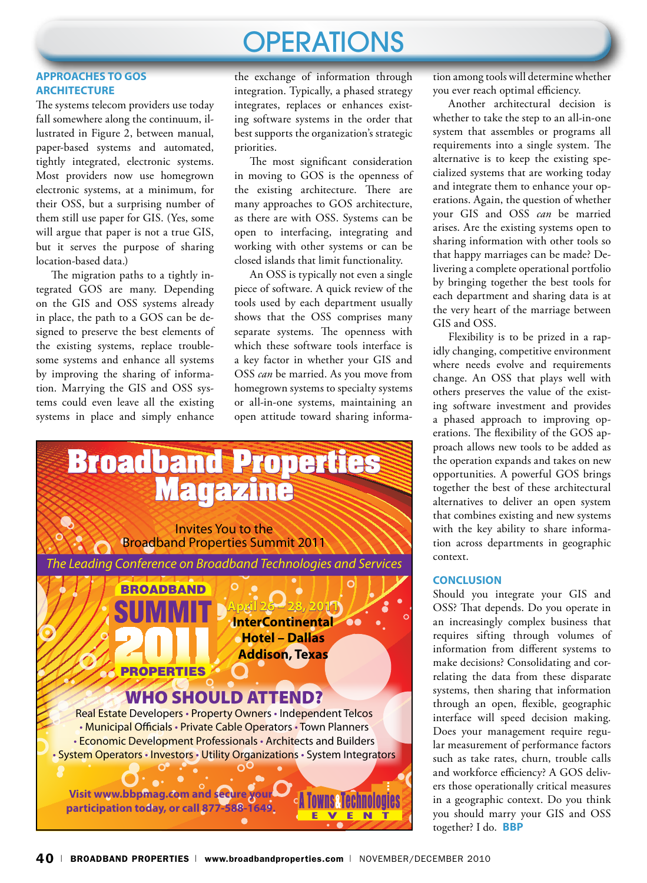## APPROACHES TO GOS ARCHITECTURE

The systems telecom providers use today fall somewhere along the continuum, illustrated in Figure 2, between manual, paper-based systems and automated, tightly integrated, electronic systems. Most providers now use homegrown electronic systems, at a minimum, for their OSS, but a surprising number of them still use paper for GIS. (Yes, some will argue that paper is not a true GIS, but it serves the purpose of sharing location-based data.)

The migration paths to a tightly integrated GOS are many. Depending on the GIS and OSS systems already in place, the path to a GOS can be designed to preserve the best elements of the existing systems, replace troublesome systems and enhance all systems by improving the sharing of information. Marrying the GIS and OSS systems could even leave all the existing systems in place and simply enhance the exchange of information through integration. Typically, a phased strategy integrates, replaces or enhances existing software systems in the order that best supports the organization's strategic priorities.

The most significant consideration in moving to GOS is the openness of the existing architecture. There are many approaches to GOS architecture, as there are with OSS. Systems can be open to interfacing, integrating and working with other systems or can be closed islands that limit functionality.

An OSS is typically not even a single piece of software. A quick review of the tools used by each department usually shows that the OSS comprises many separate systems. The openness with which these software tools interface is a key factor in whether your GIS and OSS *can* be married. As you move from homegrown systems to specialty systems or all-in-one systems, maintaining an open attitude toward sharing information among tools will determine whether you ever reach optimal efficiency.

Another architectural decision is whether to take the step to an all-in-one system that assembles or programs all requirements into a single system. The alternative is to keep the existing specialized systems that are working today and integrate them to enhance your operations. Again, the question of whether your GIS and OSS *can* be married arises. Are the existing systems open to sharing information with other tools so that happy marriages can be made? Delivering a complete operational portfolio by bringing together the best tools for each department and sharing data is at the very heart of the marriage between GIS and OSS.

Flexibility is to be prized in a rapidly changing, competitive environment where needs evolve and requirements change. An OSS that plays well with others preserves the value of the existing software investment and provides a phased approach to improving operations. The flexibility of the GOS approach allows new tools to be added as the operation expands and takes on new opportunities. A powerful GOS brings together the best of these architectural alternatives to deliver an open system that combines existing and new systems with the key ability to share information across departments in geographic context.

## CONCLUSION

Should you integrate your GIS and OSS? That depends. Do you operate in an increasingly complex business that requires sifting through volumes of information from different systems to make decisions? Consolidating and correlating the data from these disparate systems, then sharing that information through an open, flexible, geographic interface will speed decision making. Does your management require regular measurement of performance factors such as take rates, churn, trouble calls and workforce efficiency? A GOS delivers those operationally critical measures in a geographic context. Do you think you should marry your GIS and OSS together? I do. **BBP**

---

**Broadband Properties Magazine**

Invites You to the Broadband Properties Summit 2011

*The Leading Conference on Broadband Technologies and Services*

BROADBAND SUMMIT 2011 PROPERTIES

April 26 – 28, 2011
InterContinental Hotel – Dallas
Addison, Texas

**WHO SHOULD ATTEND?**

Real Estate Developers • Property Owners • Independent Telcos • Municipal Officials • Private Cable Operators • Town Planners • Economic Development Professionals • Architects and Builders • System Operators • Investors • Utility Organizations • System Integrators

Visit www.bbpmag.com and secure your participation today, or call 877-588-1649.

A Towns & Technologies EVENT